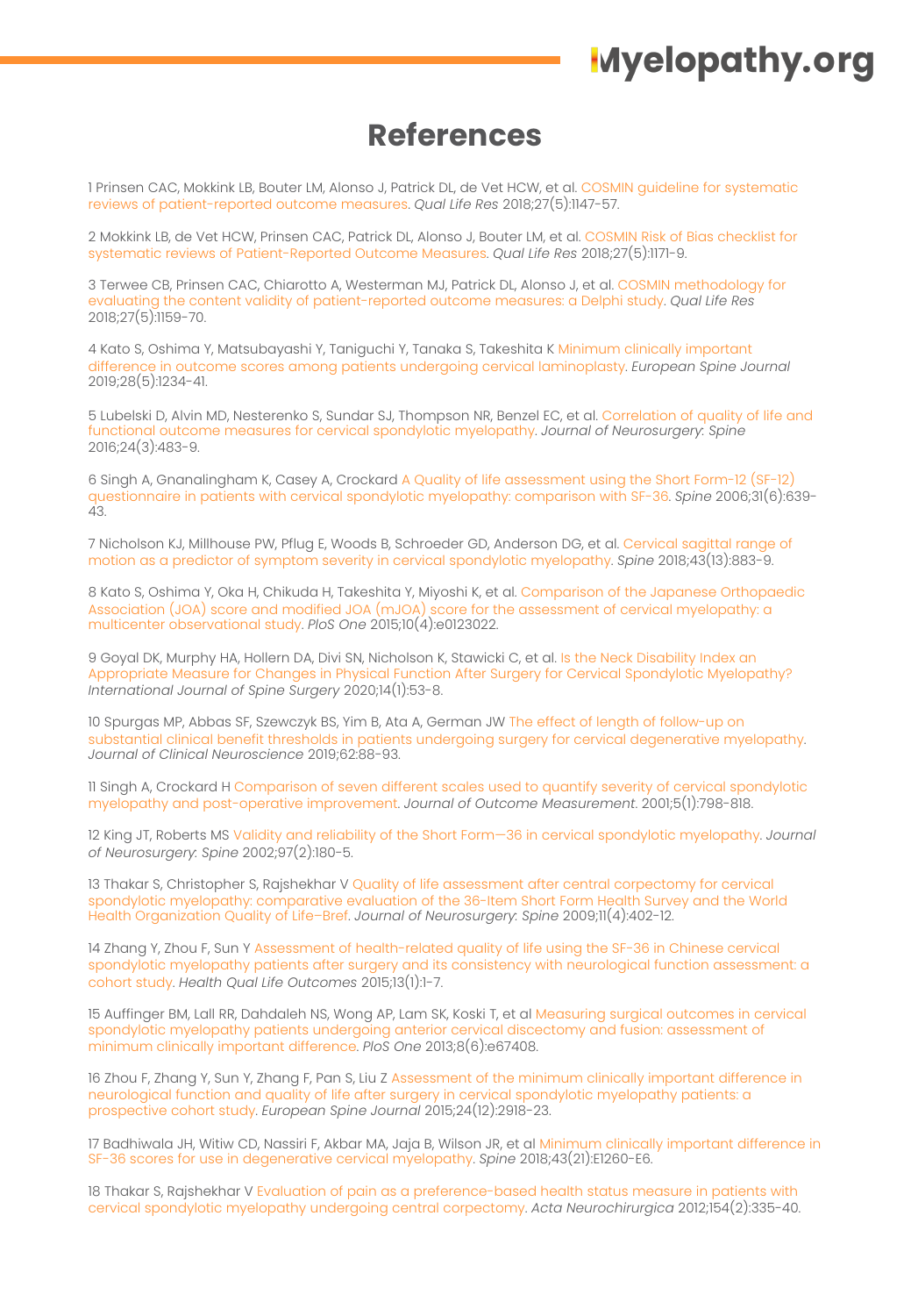# References

1 Prinsen CAC, Mokkink LB, Bouter LM, Alonso J, Patrick DL, de Vet HCW, et al. COSMIN guideline for systematic reviews of patient-reported outcome measures. *Qual Life Res* 2018;27(5):1147-57.

2 Mokkink LB, de Vet HCW, Prinsen CAC, Patrick DL, Alonso J, Bouter LM, et al. COSMIN Risk of Bias checklist for systematic reviews of Patient-Reported Outcome Measures. *Qual Life Res* 2018;27(5):1171-9.

3 Terwee CB, Prinsen CAC, Chiarotto A, Westerman MJ, Patrick DL, Alonso J, et al. COSMIN methodology for evaluating the content validity of patient-reported outcome measures: a Delphi study. *Qual Life Res* 2018;27(5):1159-70.

4 Kato S, Oshima Y, Matsubayashi Y, Taniguchi Y, Tanaka S, Takeshita K Minimum clinically important difference in outcome scores among patients undergoing cervical laminoplasty. *European Spine Journal* 2019;28(5):1234-41.

5 Lubelski D, Alvin MD, Nesterenko S, Sundar SJ, Thompson NR, Benzel EC, et al. Correlation of quality of life and functional outcome measures for cervical spondylotic myelopathy. *Journal of Neurosurgery: Spine* 2016;24(3):483-9.

6 Singh A, Gnanalingham K, Casey A, Crockard A Quality of life assessment using the Short Form-12 (SF-12) questionnaire in patients with cervical spondylotic myelopathy: comparison with SF-36. *Spine* 2006;31(6):639-43.

7 Nicholson KJ, Millhouse PW, Pflug E, Woods B, Schroeder GD, Anderson DG, et al. Cervical sagittal range of motion as a predictor of symptom severity in cervical spondylotic myelopathy. *Spine* 2018;43(13):883-9.

8 Kato S, Oshima Y, Oka H, Chikuda H, Takeshita Y, Miyoshi K, et al. Comparison of the Japanese Orthopaedic Association (JOA) score and modified JOA (mJOA) score for the assessment of cervical myelopathy: a multicenter observational study. *PloS One* 2015;10(4):e0123022.

9 Goyal DK, Murphy HA, Hollern DA, Divi SN, Nicholson K, Stawicki C, et al. Is the Neck Disability Index an Appropriate Measure for Changes in Physical Function After Surgery for Cervical Spondylotic Myelopathy? *International Journal of Spine Surgery* 2020;14(1):53-8.

10 Spurgas MP, Abbas SF, Szewczyk BS, Yim B, Ata A, German JW The effect of length of follow-up on substantial clinical benefit thresholds in patients undergoing surgery for cervical degenerative myelopathy. *Journal of Clinical Neuroscience* 2019;62:88-93.

11 Singh A, Crockard H Comparison of seven different scales used to quantify severity of cervical spondylotic myelopathy and post-operative improvement. *Journal of Outcome Measurement*. 2001;5(1):798-818.

12 King JT, Roberts MS Validity and reliability of the Short Form—36 in cervical spondylotic myelopathy. *Journal of Neurosurgery: Spine* 2002;97(2):180-5.

13 Thakar S, Christopher S, Rajshekhar V Quality of life assessment after central corpectomy for cervical spondylotic myelopathy: comparative evaluation of the 36-Item Short Form Health Survey and the World Health Organization Quality of Life–Bref. *Journal of Neurosurgery: Spine* 2009;11(4):402-12.

14 Zhang Y, Zhou F, Sun Y Assessment of health-related quality of life using the SF-36 in Chinese cervical spondylotic myelopathy patients after surgery and its consistency with neurological function assessment: a cohort study. *Health Qual Life Outcomes* 2015;13(1):1-7.

15 Auffinger BM, Lall RR, Dahdaleh NS, Wong AP, Lam SK, Koski T, et al Measuring surgical outcomes in cervical spondylotic myelopathy patients undergoing anterior cervical discectomy and fusion: assessment of minimum clinically important difference. *PloS One* 2013;8(6):e67408.

16 Zhou F, Zhang Y, Sun Y, Zhang F, Pan S, Liu Z Assessment of the minimum clinically important difference in neurological function and quality of life after surgery in cervical spondylotic myelopathy patients: a prospective cohort study. *European Spine Journal* 2015;24(12):2918-23.

17 Badhiwala JH, Witiw CD, Nassiri F, Akbar MA, Jaja B, Wilson JR, et al Minimum clinically important difference in SF-36 scores for use in degenerative cervical myelopathy. *Spine* 2018;43(21):E1260-E6.

18 Thakar S, Rajshekhar V Evaluation of pain as a preference-based health status measure in patients with cervical spondylotic myelopathy undergoing central corpectomy. *Acta Neurochirurgica* 2012;154(2):335-40.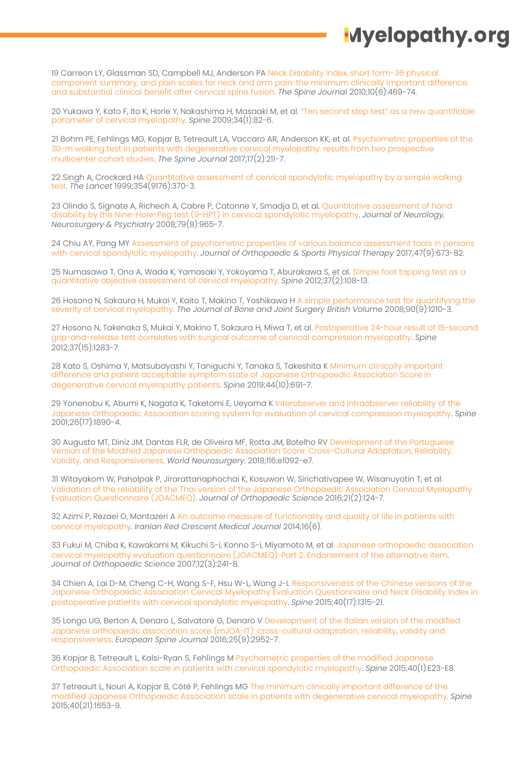19 Carreon LY, Glassman SD, Campbell MJ, Anderson PA Neck Disability Index, short form-36 physical component summary, and pain scales for neck and arm pain: the minimum clinically important difference and substantial clinical benefit after cervical spine fusion. *The Spine Journal* 2010;10(6):469-74.

20 Yukawa Y, Kato F, Ito K, Horie Y, Nakashima H, Masaaki M, et al. "Ten second step test" as a new quantifiable parameter of cervical myelopathy. *Spine* 2009;34(1):82-6.

21 Bohm PE, Fehlings MG, Kopjar B, Tetreault LA, Vaccaro AR, Anderson KK, et al. Psychometric properties of the 30-m walking test in patients with degenerative cervical myelopathy: results from two prospective multicenter cohort studies. *The Spine Journal* 2017;17(2):211-7.

22 Singh A, Crockard HA Quantitative assessment of cervical spondylotic myelopathy by a simple walking test. *The Lancet* 1999;354(9176):370-3.

23 Olindo S, Signate A, Richech A, Cabre P, Catonne Y, Smadja D, et al. Quantitative assessment of hand disability by the Nine-Hole-Peg test (9-HPT) in cervical spondylotic myelopathy. *Journal of Neurology, Neurosurgery & Psychiatry* 2008;79(8):965-7.

24 Chiu AY, Pang MY Assessment of psychometric properties of various balance assessment tools in persons with cervical spondylotic myelopathy. *Journal of Orthopaedic & Sports Physical Therapy* 2017;47(9):673-82.

25 Numasawa T, Ono A, Wada K, Yamasaki Y, Yokoyama T, Aburakawa S, et al. Simple foot tapping test as a quantitative objective assessment of cervical myelopathy. *Spine* 2012;37(2):108-13.

26 Hosono N, Sakaura H, Mukai Y, Kaito T, Makino T, Yoshikawa H A simple performance test for quantifying the severity of cervical myelopathy. *The Journal of Bone and Joint Surgery British Volume* 2008;90(9):1210-3.

27 Hosono N, Takenaka S, Mukai Y, Makino T, Sakaura H, Miwa T, et al. Postoperative 24-hour result of 15-second grip-and-release test correlates with surgical outcome of cervical compression myelopathy. *Spine* 2012;37(15):1283-7.

28 Kato S, Oshima Y, Matsubayashi Y, Taniguchi Y, Tanaka S, Takeshita K Minimum clinically important difference and patient acceptable symptom state of Japanese Orthopaedic Association Score in degenerative cervical myelopathy patients. *Spine* 2019;44(10):691-7.

29 Yonenobu K, Abumi K, Nagata K, Taketomi E, Ueyama K Interobserver and intraobserver reliability of the Japanese Orthopaedic Association scoring system for evaluation of cervical compression myelopathy. *Spine* 2001;26(17):1890-4.

30 Augusto MT, Diniz JM, Dantas FLR, de Oliveira MF, Rotta JM, Botelho RV Development of the Portuguese Version of the Modified Japanese Orthopaedic Association Score: Cross-Cultural Adaptation, Reliability, Validity, and Responsiveness. *World Neurosurgery*. 2018;116:e1092-e7.

31 Witayakom W, Paholpak P, Jirarattanaphochai K, Kosuwon W, Sirichativapee W, Wisanuyotin T, et al. Validation of the reliability of the Thai version of the Japanese Orthopaedic Association Cervical Myelopathy Evaluation Questionnaire (JOACMEQ). *Journal of Orthopaedic Science* 2016;21(2):124-7.

32 Azimi P, Rezaei O, Montazeri A An outcome measure of functionality and quality of life in patients with cervical myelopathy. *Iranian Red Crescent Medical Journal* 2014;16(6).

33 Fukui M, Chiba K, Kawakami M, Kikuchi S-i, Konno S-i, Miyamoto M, et al. Japanese orthopaedic association cervical myelopathy evaluation questionnaire (JOACMEQ): Part 2. Endorsement of the alternative item. *Journal of Orthopaedic Science* 2007;12(3):241-8.

34 Chien A, Lai D-M, Cheng C-H, Wang S-F, Hsu W-L, Wang J-L Responsiveness of the Chinese versions of the Japanese Orthopaedic Association Cervical Myelopathy Evaluation Questionnaire and Neck Disability Index in postoperative patients with cervical spondylotic myelopathy. *Spine* 2015;40(17):1315-21.

35 Longo UG, Berton A, Denaro L, Salvatore G, Denaro V Development of the Italian version of the modified Japanese orthopaedic association score (mJOA-IT): cross-cultural adaptation, reliability, validity and responsiveness. *European Spine Journal* 2016;25(9):2952-7.

36 Kopjar B, Tetreault L, Kalsi-Ryan S, Fehlings M Psychometric properties of the modified Japanese Orthopaedic Association scale in patients with cervical spondylotic myelopathy. *Spine* 2015;40(1):E23-E8.

37 Tetreault L, Nouri A, Kopjar B, Côté P, Fehlings MG The minimum clinically important difference of the modified Japanese Orthopaedic Association scale in patients with degenerative cervical myelopathy. *Spine* 2015;40(21):1653-9.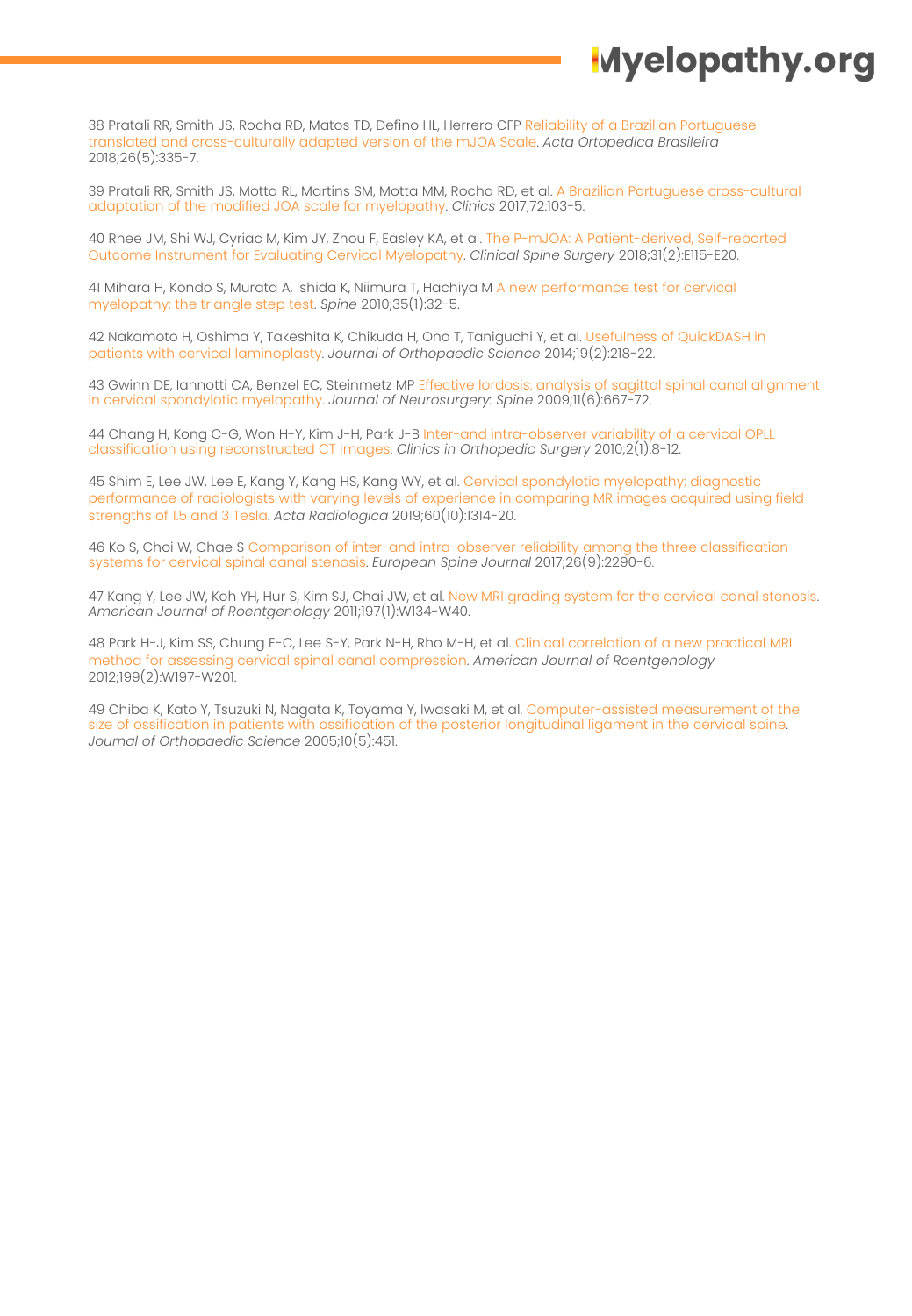38 Pratali RR, Smith JS, Rocha RD, Matos TD, Defino HL, Herrero CFP Reliability of a Brazilian Portuguese translated and cross-culturally adapted version of the mJOA Scale. *Acta Ortopedica Brasileira* 2018;26(5):335-7.

39 Pratali RR, Smith JS, Motta RL, Martins SM, Motta MM, Rocha RD, et al. A Brazilian Portuguese cross-cultural adaptation of the modified JOA scale for myelopathy. *Clinics* 2017;72:103-5.

40 Rhee JM, Shi WJ, Cyriac M, Kim JY, Zhou F, Easley KA, et al. The P-mJOA: A Patient-derived, Self-reported Outcome Instrument for Evaluating Cervical Myelopathy. *Clinical Spine Surgery* 2018;31(2):E115-E20.

41 Mihara H, Kondo S, Murata A, Ishida K, Niimura T, Hachiya M A new performance test for cervical myelopathy: the triangle step test. *Spine* 2010;35(1):32-5.

42 Nakamoto H, Oshima Y, Takeshita K, Chikuda H, Ono T, Taniguchi Y, et al. Usefulness of QuickDASH in patients with cervical laminoplasty. *Journal of Orthopaedic Science* 2014;19(2):218-22.

43 Gwinn DE, Iannotti CA, Benzel EC, Steinmetz MP Effective lordosis: analysis of sagittal spinal canal alignment in cervical spondylotic myelopathy. *Journal of Neurosurgery: Spine* 2009;11(6):667-72.

44 Chang H, Kong C-G, Won H-Y, Kim J-H, Park J-B Inter-and intra-observer variability of a cervical OPLL classification using reconstructed CT images. *Clinics in Orthopedic Surgery* 2010;2(1):8-12.

45 Shim E, Lee JW, Lee E, Kang Y, Kang HS, Kang WY, et al. Cervical spondylotic myelopathy: diagnostic performance of radiologists with varying levels of experience in comparing MR images acquired using field strengths of 1.5 and 3 Tesla. *Acta Radiologica* 2019;60(10):1314-20.

46 Ko S, Choi W, Chae S Comparison of inter-and intra-observer reliability among the three classification systems for cervical spinal canal stenosis. *European Spine Journal* 2017;26(9):2290-6.

47 Kang Y, Lee JW, Koh YH, Hur S, Kim SJ, Chai JW, et al. New MRI grading system for the cervical canal stenosis. *American Journal of Roentgenology* 2011;197(1):W134-W40.

48 Park H-J, Kim SS, Chung E-C, Lee S-Y, Park N-H, Rho M-H, et al. Clinical correlation of a new practical MRI method for assessing cervical spinal canal compression. *American Journal of Roentgenology* 2012;199(2):W197-W201.

49 Chiba K, Kato Y, Tsuzuki N, Nagata K, Toyama Y, Iwasaki M, et al. Computer-assisted measurement of the size of ossification in patients with ossification of the posterior longitudinal ligament in the cervical spine. *Journal of Orthopaedic Science* 2005;10(5):451.